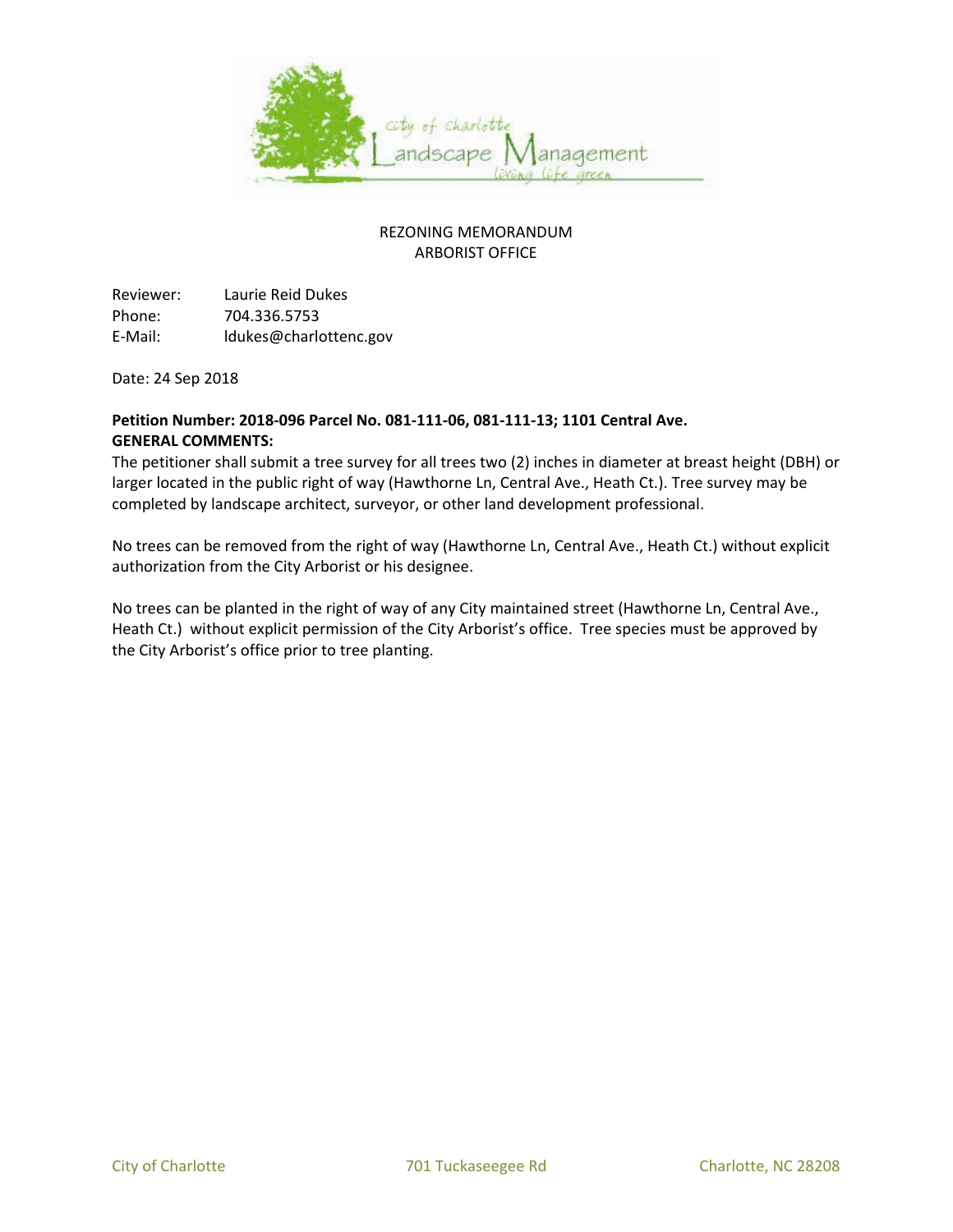City of Charlotte Landscape Management — living life green

REZONING MEMORANDUM
ARBORIST OFFICE

Reviewer: Laurie Reid Dukes
Phone: 704.336.5753
E-Mail: ldukes@charlottenc.gov

Date: 24 Sep 2018

**Petition Number: 2018-096 Parcel No. 081-111-06, 081-111-13; 1101 Central Ave.**
**GENERAL COMMENTS:**

The petitioner shall submit a tree survey for all trees two (2) inches in diameter at breast height (DBH) or larger located in the public right of way (Hawthorne Ln, Central Ave., Heath Ct.). Tree survey may be completed by landscape architect, surveyor, or other land development professional.

No trees can be removed from the right of way (Hawthorne Ln, Central Ave., Heath Ct.) without explicit authorization from the City Arborist or his designee.

No trees can be planted in the right of way of any City maintained street (Hawthorne Ln, Central Ave., Heath Ct.) without explicit permission of the City Arborist's office. Tree species must be approved by the City Arborist's office prior to tree planting.

City of Charlotte 701 Tuckaseegee Rd Charlotte, NC 28208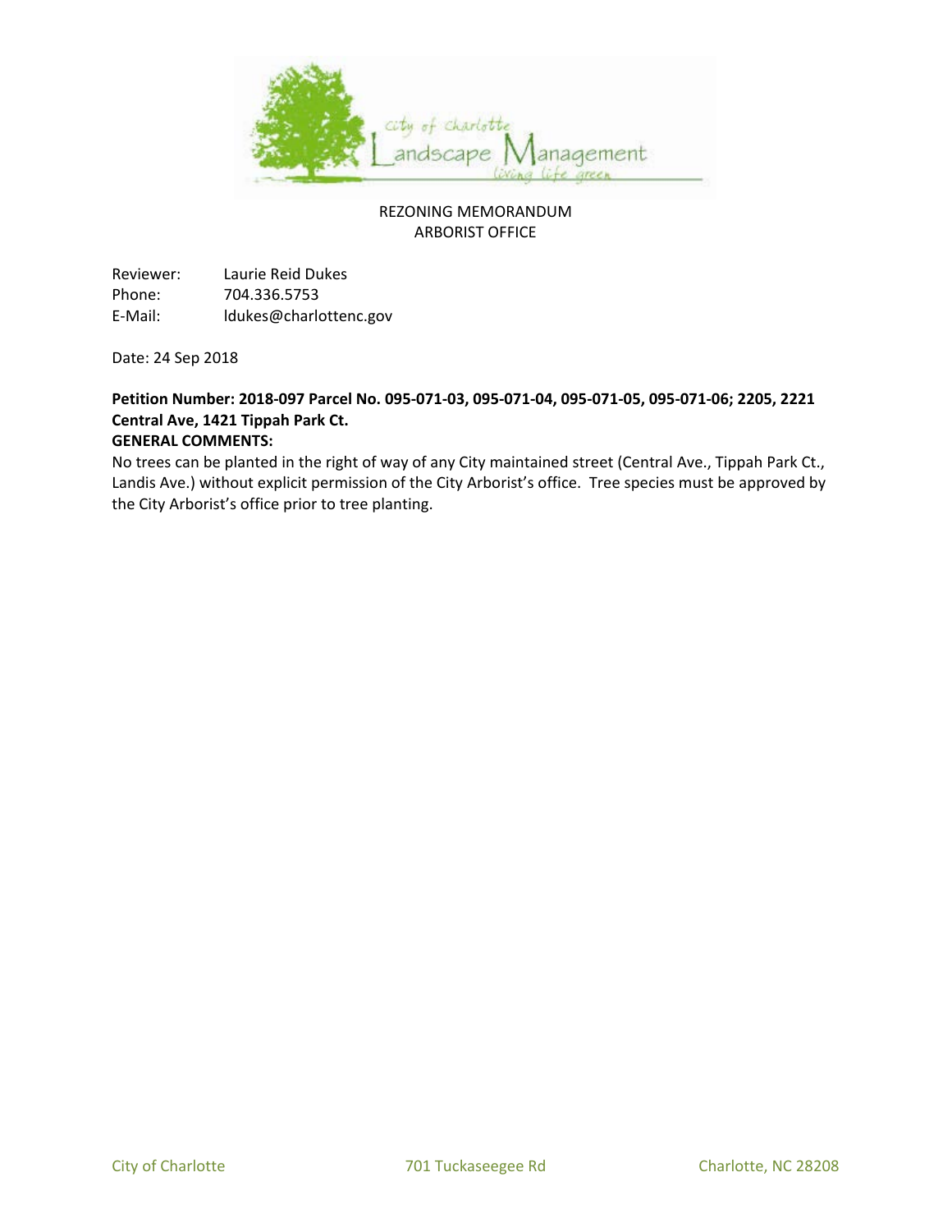REZONING MEMORANDUM
ARBORIST OFFICE

Reviewer: Laurie Reid Dukes
Phone: 704.336.5753
E-Mail: ldukes@charlottenc.gov

Date: 24 Sep 2018

**Petition Number: 2018-097 Parcel No. 095-071-03, 095-071-04, 095-071-05, 095-071-06; 2205, 2221 Central Ave, 1421 Tippah Park Ct.**

**GENERAL COMMENTS:**

No trees can be planted in the right of way of any City maintained street (Central Ave., Tippah Park Ct., Landis Ave.) without explicit permission of the City Arborist's office. Tree species must be approved by the City Arborist's office prior to tree planting.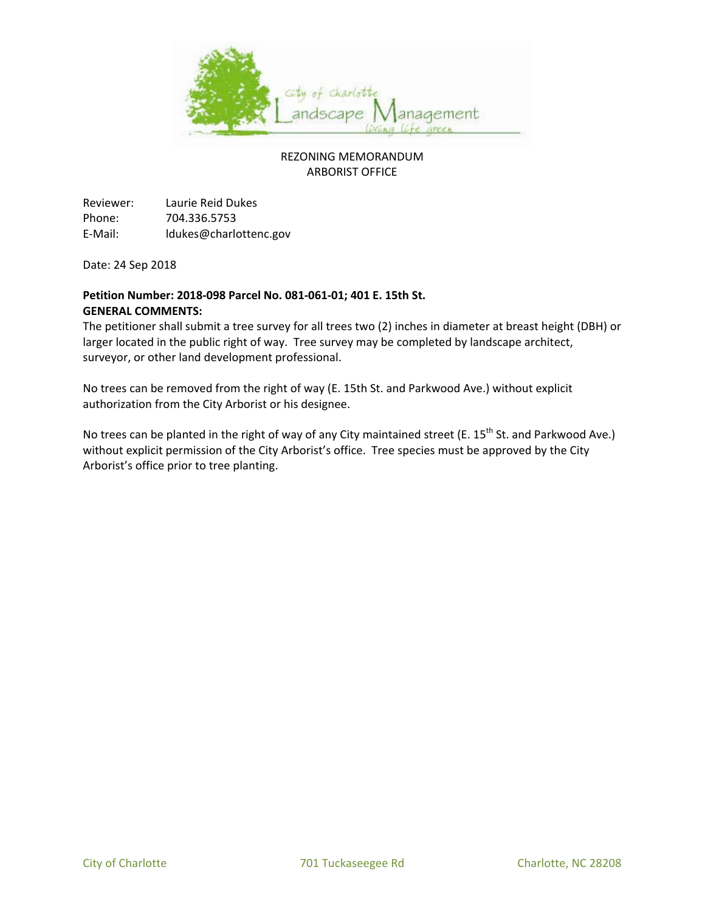REZONING MEMORANDUM
ARBORIST OFFICE

Reviewer: Laurie Reid Dukes
Phone: 704.336.5753
E-Mail: ldukes@charlottenc.gov

Date: 24 Sep 2018

**Petition Number: 2018-098 Parcel No. 081-061-01; 401 E. 15th St.**
**GENERAL COMMENTS:**
The petitioner shall submit a tree survey for all trees two (2) inches in diameter at breast height (DBH) or larger located in the public right of way. Tree survey may be completed by landscape architect, surveyor, or other land development professional.

No trees can be removed from the right of way (E. 15th St. and Parkwood Ave.) without explicit authorization from the City Arborist or his designee.

No trees can be planted in the right of way of any City maintained street (E. 15th St. and Parkwood Ave.) without explicit permission of the City Arborist's office. Tree species must be approved by the City Arborist's office prior to tree planting.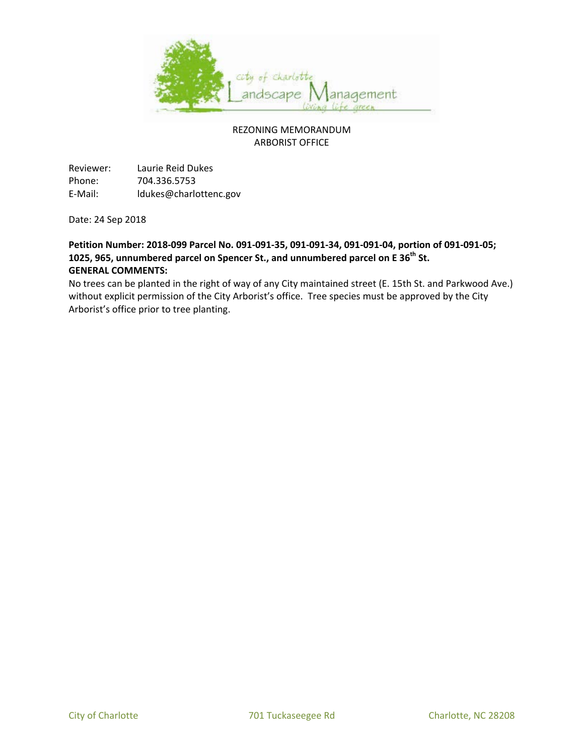REZONING MEMORANDUM
ARBORIST OFFICE

Reviewer: Laurie Reid Dukes
Phone: 704.336.5753
E-Mail: ldukes@charlottenc.gov

Date: 24 Sep 2018

**Petition Number: 2018-099 Parcel No. 091-091-35, 091-091-34, 091-091-04, portion of 091-091-05; 1025, 965, unnumbered parcel on Spencer St., and unnumbered parcel on E 36th St.**

**GENERAL COMMENTS:**

No trees can be planted in the right of way of any City maintained street (E. 15th St. and Parkwood Ave.) without explicit permission of the City Arborist's office. Tree species must be approved by the City Arborist's office prior to tree planting.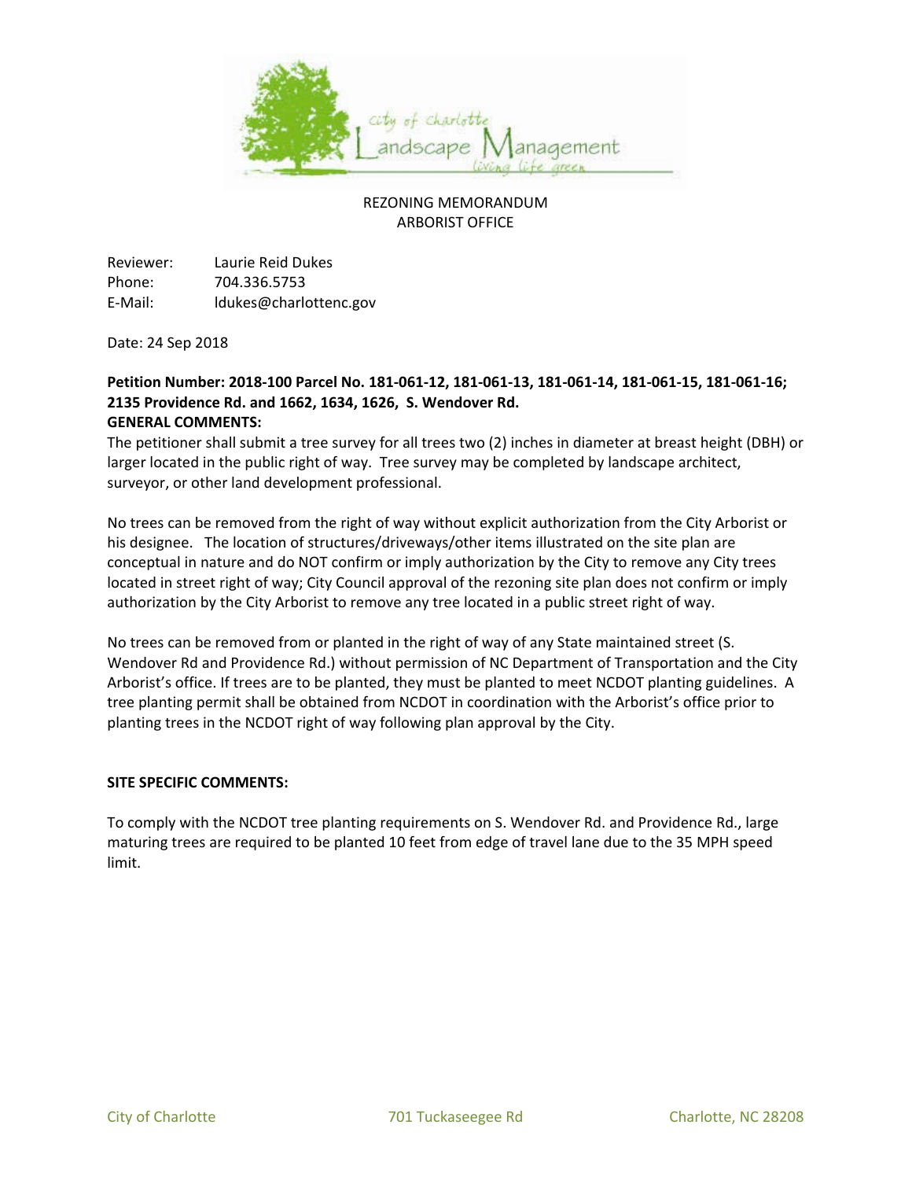REZONING MEMORANDUM
ARBORIST OFFICE

Reviewer: Laurie Reid Dukes
Phone: 704.336.5753
E-Mail: ldukes@charlottenc.gov

Date: 24 Sep 2018

**Petition Number: 2018-100 Parcel No. 181-061-12, 181-061-13, 181-061-14, 181-061-15, 181-061-16; 2135 Providence Rd. and 1662, 1634, 1626, S. Wendover Rd.**

**GENERAL COMMENTS:**

The petitioner shall submit a tree survey for all trees two (2) inches in diameter at breast height (DBH) or larger located in the public right of way. Tree survey may be completed by landscape architect, surveyor, or other land development professional.

No trees can be removed from the right of way without explicit authorization from the City Arborist or his designee. The location of structures/driveways/other items illustrated on the site plan are conceptual in nature and do NOT confirm or imply authorization by the City to remove any City trees located in street right of way; City Council approval of the rezoning site plan does not confirm or imply authorization by the City Arborist to remove any tree located in a public street right of way.

No trees can be removed from or planted in the right of way of any State maintained street (S. Wendover Rd and Providence Rd.) without permission of NC Department of Transportation and the City Arborist's office. If trees are to be planted, they must be planted to meet NCDOT planting guidelines. A tree planting permit shall be obtained from NCDOT in coordination with the Arborist's office prior to planting trees in the NCDOT right of way following plan approval by the City.

**SITE SPECIFIC COMMENTS:**

To comply with the NCDOT tree planting requirements on S. Wendover Rd. and Providence Rd., large maturing trees are required to be planted 10 feet from edge of travel lane due to the 35 MPH speed limit.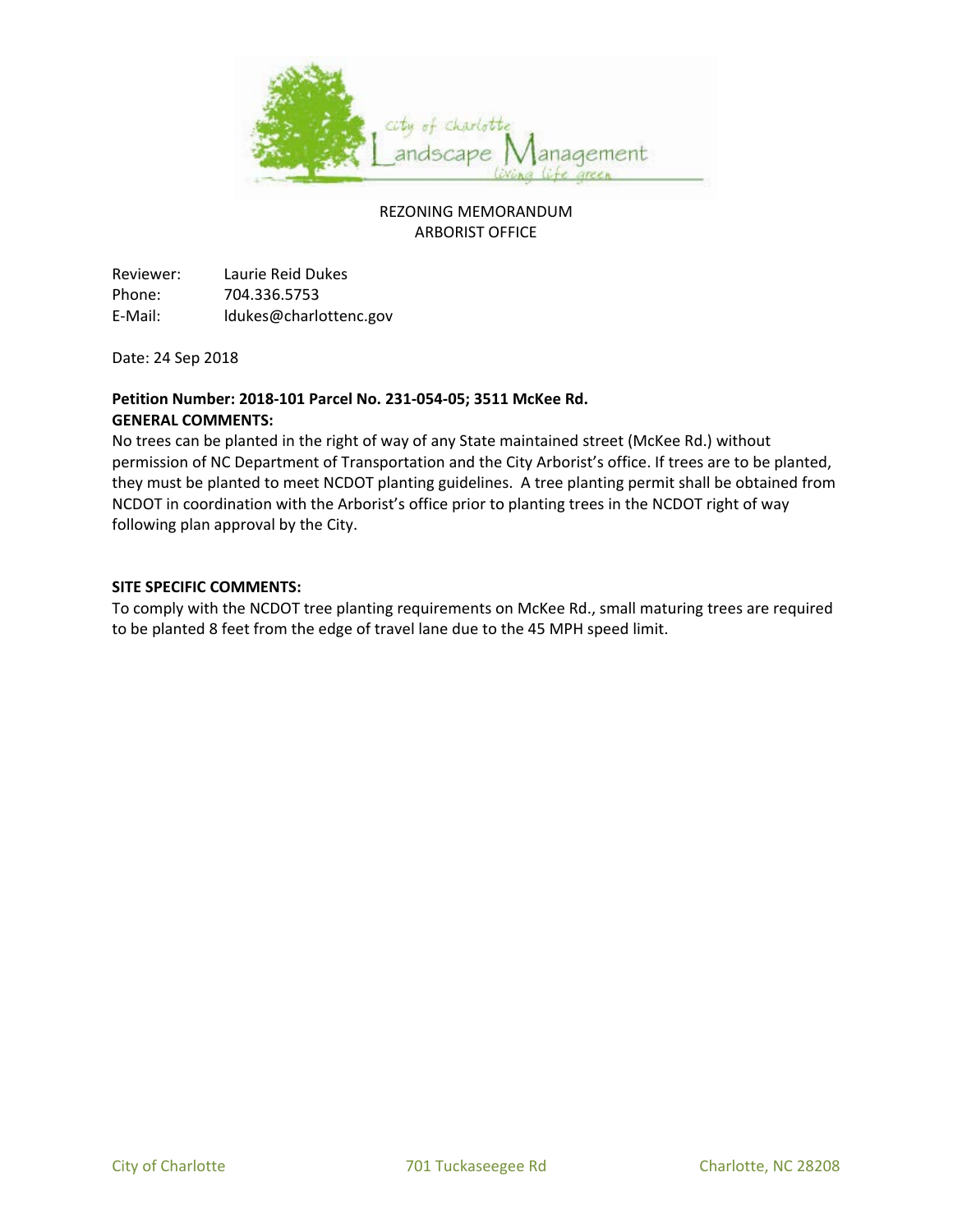REZONING MEMORANDUM
ARBORIST OFFICE

Reviewer: Laurie Reid Dukes
Phone: 704.336.5753
E-Mail: ldukes@charlottenc.gov

Date: 24 Sep 2018

**Petition Number: 2018-101 Parcel No. 231-054-05; 3511 McKee Rd.**

**GENERAL COMMENTS:**

No trees can be planted in the right of way of any State maintained street (McKee Rd.) without permission of NC Department of Transportation and the City Arborist's office. If trees are to be planted, they must be planted to meet NCDOT planting guidelines. A tree planting permit shall be obtained from NCDOT in coordination with the Arborist's office prior to planting trees in the NCDOT right of way following plan approval by the City.

**SITE SPECIFIC COMMENTS:**

To comply with the NCDOT tree planting requirements on McKee Rd., small maturing trees are required to be planted 8 feet from the edge of travel lane due to the 45 MPH speed limit.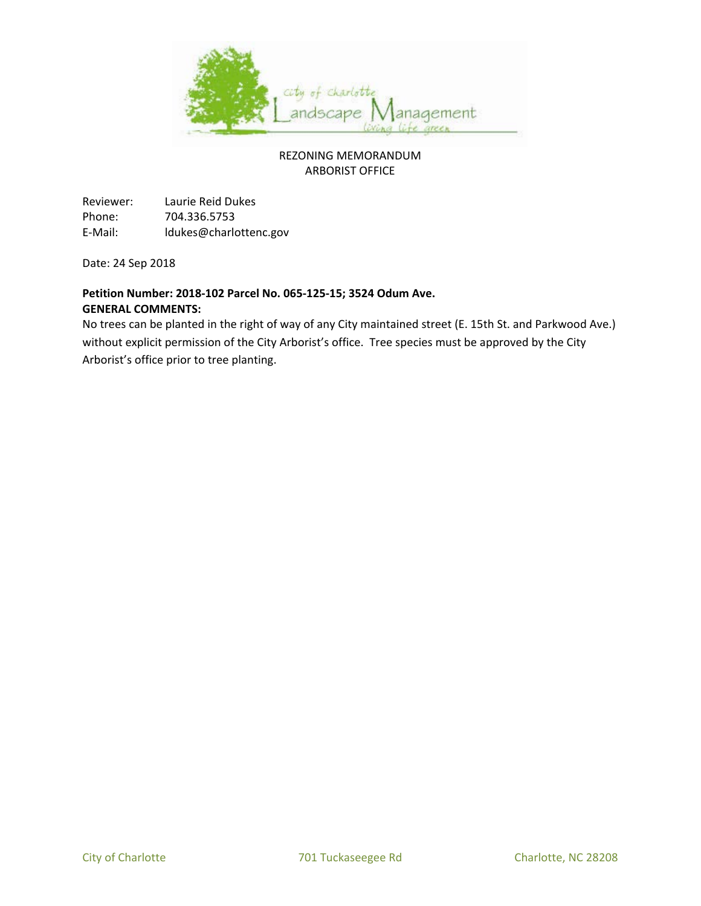City of Charlotte Landscape Management
living life green

REZONING MEMORANDUM
ARBORIST OFFICE

Reviewer: Laurie Reid Dukes
Phone: 704.336.5753
E-Mail: ldukes@charlottenc.gov

Date: 24 Sep 2018

**Petition Number: 2018-102 Parcel No. 065-125-15; 3524 Odum Ave.**
**GENERAL COMMENTS:**

No trees can be planted in the right of way of any City maintained street (E. 15th St. and Parkwood Ave.) without explicit permission of the City Arborist's office. Tree species must be approved by the City Arborist's office prior to tree planting.

City of Charlotte 701 Tuckaseegee Rd Charlotte, NC 28208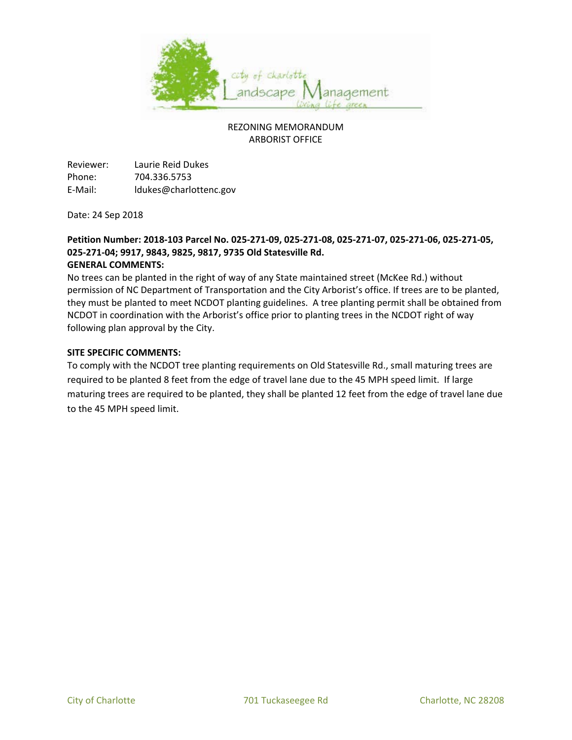REZONING MEMORANDUM
ARBORIST OFFICE

Reviewer: Laurie Reid Dukes
Phone: 704.336.5753
E-Mail: ldukes@charlottenc.gov

Date: 24 Sep 2018

**Petition Number: 2018-103 Parcel No. 025-271-09, 025-271-08, 025-271-07, 025-271-06, 025-271-05, 025-271-04; 9917, 9843, 9825, 9817, 9735 Old Statesville Rd.**

**GENERAL COMMENTS:**

No trees can be planted in the right of way of any State maintained street (McKee Rd.) without permission of NC Department of Transportation and the City Arborist's office. If trees are to be planted, they must be planted to meet NCDOT planting guidelines. A tree planting permit shall be obtained from NCDOT in coordination with the Arborist's office prior to planting trees in the NCDOT right of way following plan approval by the City.

**SITE SPECIFIC COMMENTS:**

To comply with the NCDOT tree planting requirements on Old Statesville Rd., small maturing trees are required to be planted 8 feet from the edge of travel lane due to the 45 MPH speed limit. If large maturing trees are required to be planted, they shall be planted 12 feet from the edge of travel lane due to the 45 MPH speed limit.

City of Charlotte 701 Tuckaseegee Rd Charlotte, NC 28208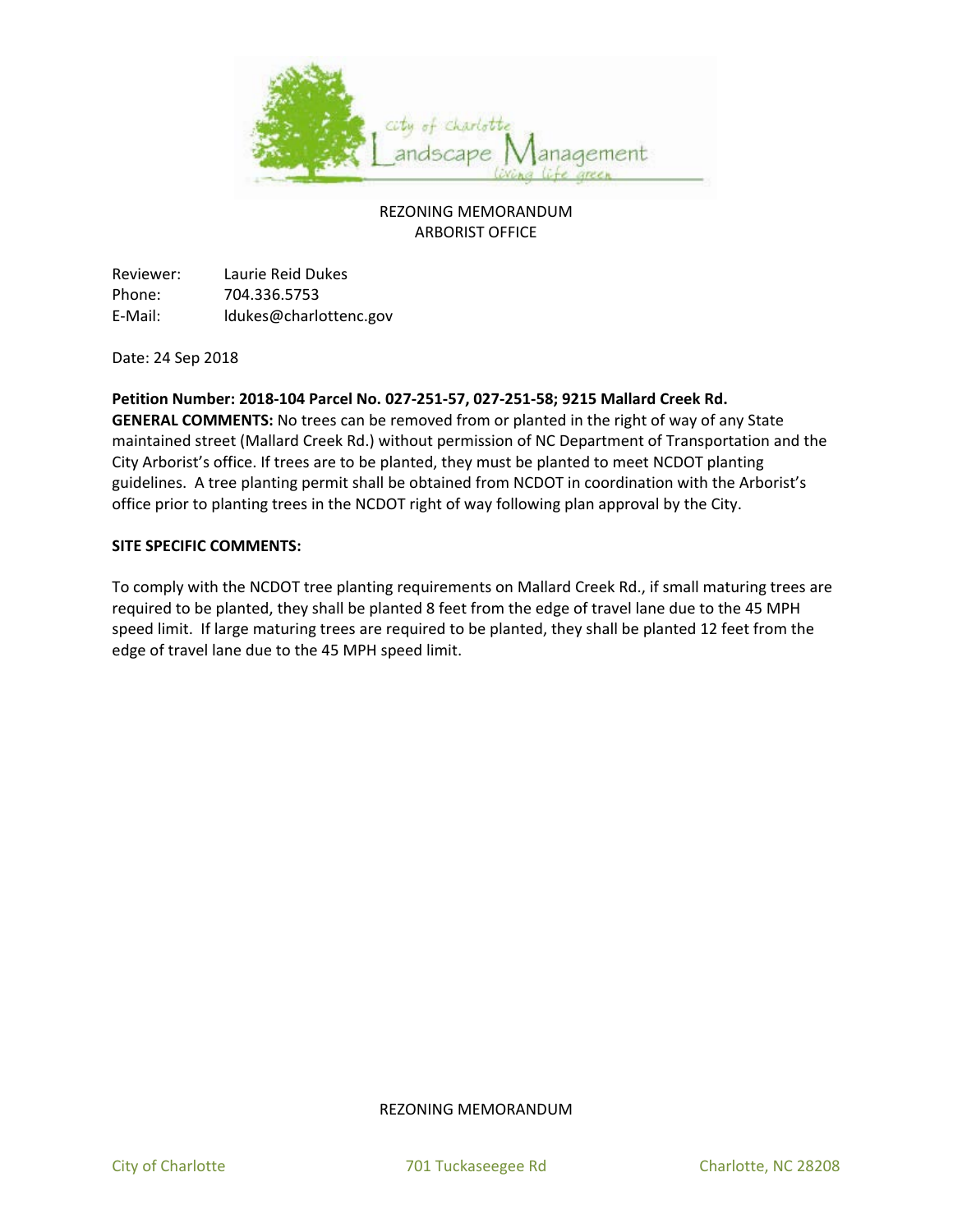REZONING MEMORANDUM
ARBORIST OFFICE

Reviewer: Laurie Reid Dukes
Phone: 704.336.5753
E-Mail: ldukes@charlottenc.gov

Date: 24 Sep 2018

**Petition Number: 2018-104 Parcel No. 027-251-57, 027-251-58; 9215 Mallard Creek Rd.**
**GENERAL COMMENTS:** No trees can be removed from or planted in the right of way of any State maintained street (Mallard Creek Rd.) without permission of NC Department of Transportation and the City Arborist's office. If trees are to be planted, they must be planted to meet NCDOT planting guidelines. A tree planting permit shall be obtained from NCDOT in coordination with the Arborist's office prior to planting trees in the NCDOT right of way following plan approval by the City.

**SITE SPECIFIC COMMENTS:**

To comply with the NCDOT tree planting requirements on Mallard Creek Rd., if small maturing trees are required to be planted, they shall be planted 8 feet from the edge of travel lane due to the 45 MPH speed limit. If large maturing trees are required to be planted, they shall be planted 12 feet from the edge of travel lane due to the 45 MPH speed limit.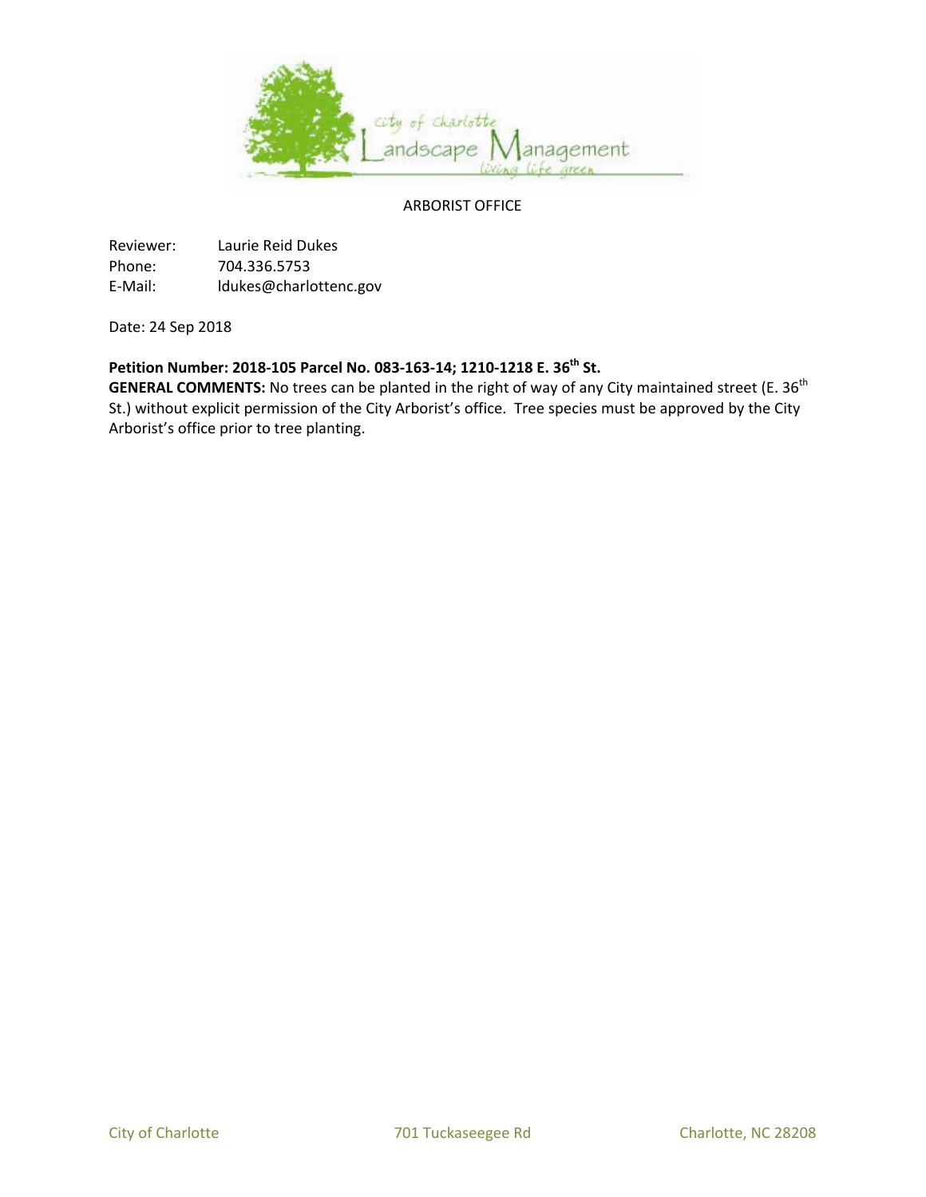ARBORIST OFFICE

Reviewer: Laurie Reid Dukes
Phone: 704.336.5753
E-Mail: ldukes@charlottenc.gov

Date: 24 Sep 2018

**Petition Number: 2018-105 Parcel No. 083-163-14; 1210-1218 E. 36th St.**

**GENERAL COMMENTS:** No trees can be planted in the right of way of any City maintained street (E. 36th St.) without explicit permission of the City Arborist's office. Tree species must be approved by the City Arborist's office prior to tree planting.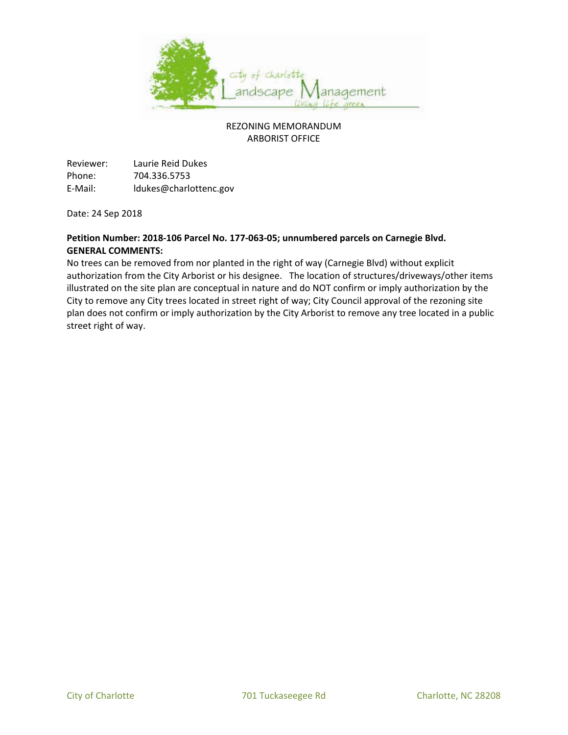city of charlotte
Landscape Management
living life green

REZONING MEMORANDUM
ARBORIST OFFICE

Reviewer: Laurie Reid Dukes
Phone: 704.336.5753
E-Mail: ldukes@charlottenc.gov

Date: 24 Sep 2018

**Petition Number: 2018-106 Parcel No. 177-063-05; unnumbered parcels on Carnegie Blvd.**
**GENERAL COMMENTS:**
No trees can be removed from nor planted in the right of way (Carnegie Blvd) without explicit authorization from the City Arborist or his designee. The location of structures/driveways/other items illustrated on the site plan are conceptual in nature and do NOT confirm or imply authorization by the City to remove any City trees located in street right of way; City Council approval of the rezoning site plan does not confirm or imply authorization by the City Arborist to remove any tree located in a public street right of way.

City of Charlotte 701 Tuckaseegee Rd Charlotte, NC 28208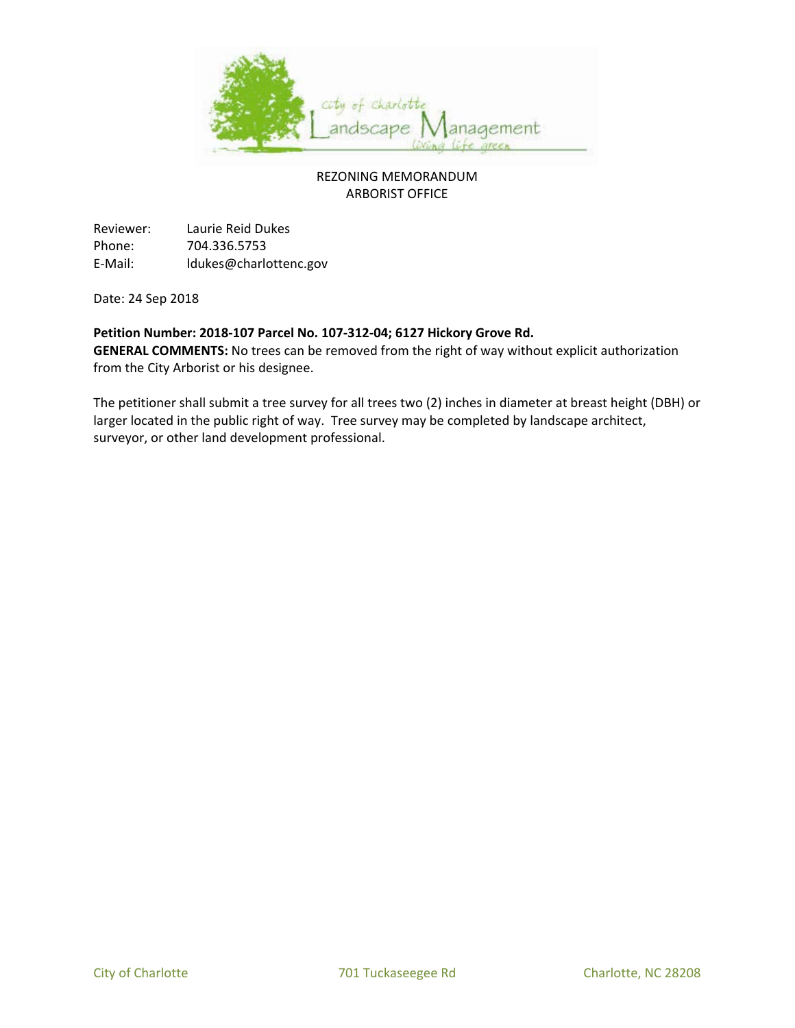City of Charlotte Landscape Management living life green

REZONING MEMORANDUM
ARBORIST OFFICE

Reviewer: Laurie Reid Dukes
Phone: 704.336.5753
E-Mail: ldukes@charlottenc.gov

Date: 24 Sep 2018

**Petition Number: 2018-107 Parcel No. 107-312-04; 6127 Hickory Grove Rd.**
**GENERAL COMMENTS:** No trees can be removed from the right of way without explicit authorization from the City Arborist or his designee.

The petitioner shall submit a tree survey for all trees two (2) inches in diameter at breast height (DBH) or larger located in the public right of way. Tree survey may be completed by landscape architect, surveyor, or other land development professional.

City of Charlotte 701 Tuckaseegee Rd Charlotte, NC 28208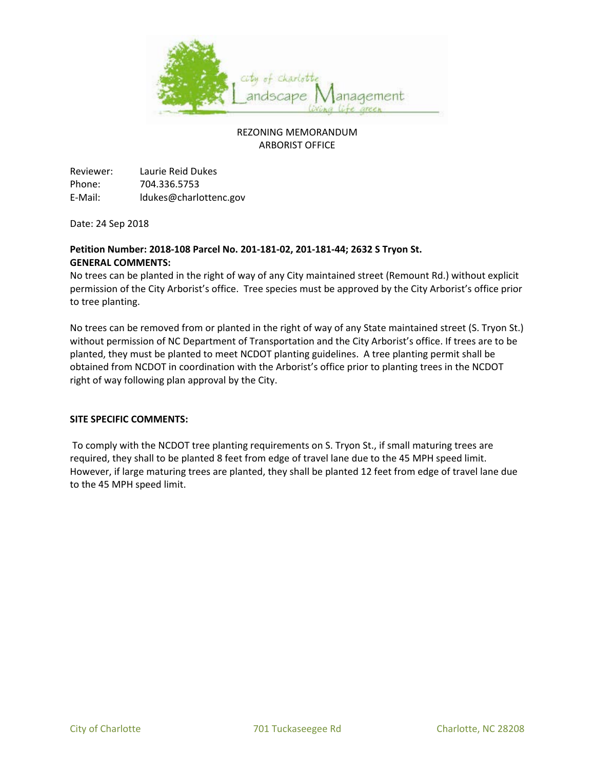REZONING MEMORANDUM
ARBORIST OFFICE

Reviewer: Laurie Reid Dukes
Phone: 704.336.5753
E-Mail: ldukes@charlottenc.gov

Date: 24 Sep 2018

**Petition Number: 2018-108 Parcel No. 201-181-02, 201-181-44; 2632 S Tryon St.**
**GENERAL COMMENTS:**
No trees can be planted in the right of way of any City maintained street (Remount Rd.) without explicit permission of the City Arborist's office. Tree species must be approved by the City Arborist's office prior to tree planting.

No trees can be removed from or planted in the right of way of any State maintained street (S. Tryon St.) without permission of NC Department of Transportation and the City Arborist's office. If trees are to be planted, they must be planted to meet NCDOT planting guidelines. A tree planting permit shall be obtained from NCDOT in coordination with the Arborist's office prior to planting trees in the NCDOT right of way following plan approval by the City.

**SITE SPECIFIC COMMENTS:**

To comply with the NCDOT tree planting requirements on S. Tryon St., if small maturing trees are required, they shall to be planted 8 feet from edge of travel lane due to the 45 MPH speed limit. However, if large maturing trees are planted, they shall be planted 12 feet from edge of travel lane due to the 45 MPH speed limit.

City of Charlotte 701 Tuckaseegee Rd Charlotte, NC 28208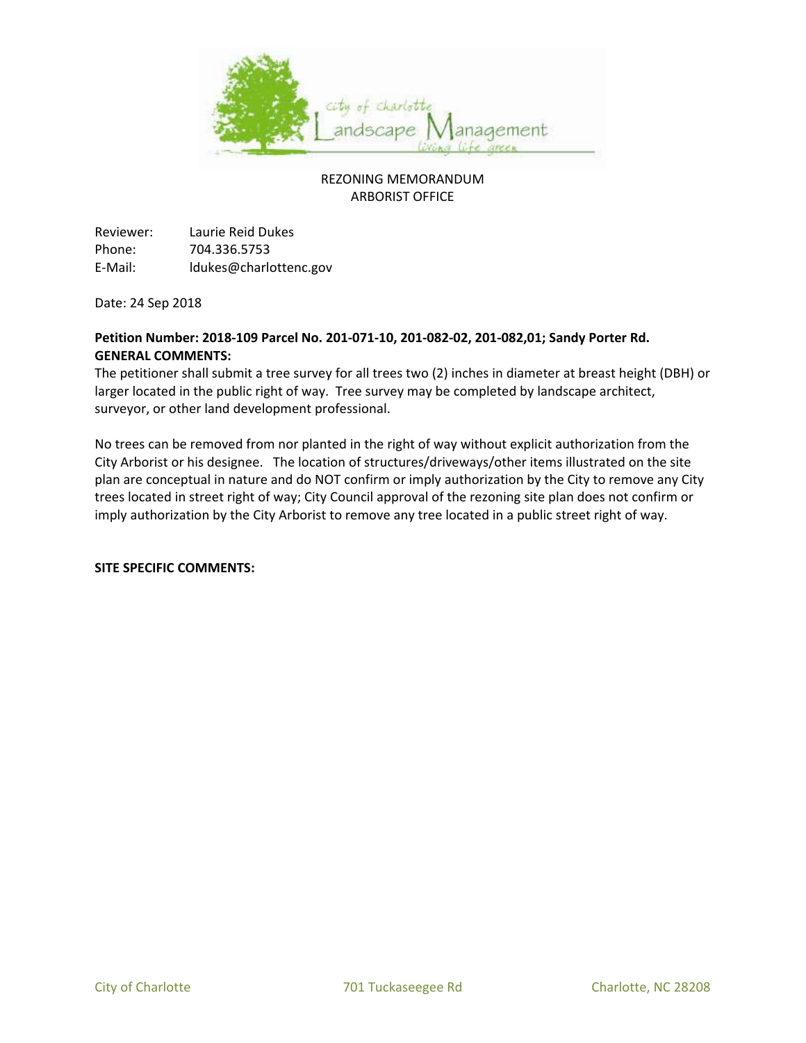REZONING MEMORANDUM
ARBORIST OFFICE

Reviewer: Laurie Reid Dukes
Phone: 704.336.5753
E-Mail: ldukes@charlottenc.gov

Date: 24 Sep 2018

**Petition Number: 2018-109 Parcel No. 201-071-10, 201-082-02, 201-082,01; Sandy Porter Rd.**
**GENERAL COMMENTS:**
The petitioner shall submit a tree survey for all trees two (2) inches in diameter at breast height (DBH) or larger located in the public right of way. Tree survey may be completed by landscape architect, surveyor, or other land development professional.

No trees can be removed from nor planted in the right of way without explicit authorization from the City Arborist or his designee. The location of structures/driveways/other items illustrated on the site plan are conceptual in nature and do NOT confirm or imply authorization by the City to remove any City trees located in street right of way; City Council approval of the rezoning site plan does not confirm or imply authorization by the City Arborist to remove any tree located in a public street right of way.

**SITE SPECIFIC COMMENTS:**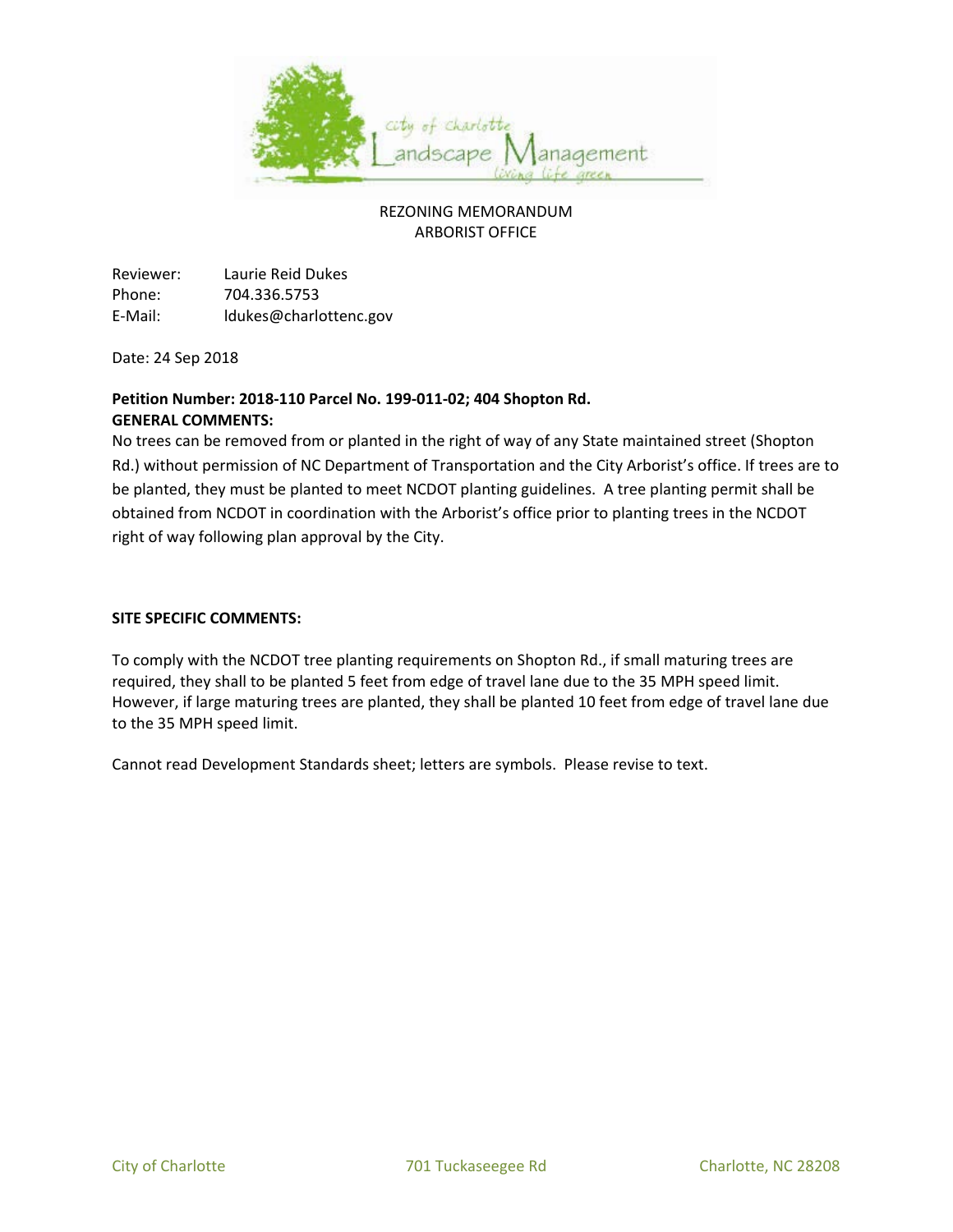City of Charlotte Landscape Management — living life green

REZONING MEMORANDUM
ARBORIST OFFICE

Reviewer: Laurie Reid Dukes
Phone: 704.336.5753
E-Mail: ldukes@charlottenc.gov

Date: 24 Sep 2018

**Petition Number: 2018-110 Parcel No. 199-011-02; 404 Shopton Rd.**

**GENERAL COMMENTS:**

No trees can be removed from or planted in the right of way of any State maintained street (Shopton Rd.) without permission of NC Department of Transportation and the City Arborist's office. If trees are to be planted, they must be planted to meet NCDOT planting guidelines. A tree planting permit shall be obtained from NCDOT in coordination with the Arborist's office prior to planting trees in the NCDOT right of way following plan approval by the City.

**SITE SPECIFIC COMMENTS:**

To comply with the NCDOT tree planting requirements on Shopton Rd., if small maturing trees are required, they shall to be planted 5 feet from edge of travel lane due to the 35 MPH speed limit. However, if large maturing trees are planted, they shall be planted 10 feet from edge of travel lane due to the 35 MPH speed limit.

Cannot read Development Standards sheet; letters are symbols. Please revise to text.

City of Charlotte 701 Tuckaseegee Rd Charlotte, NC 28208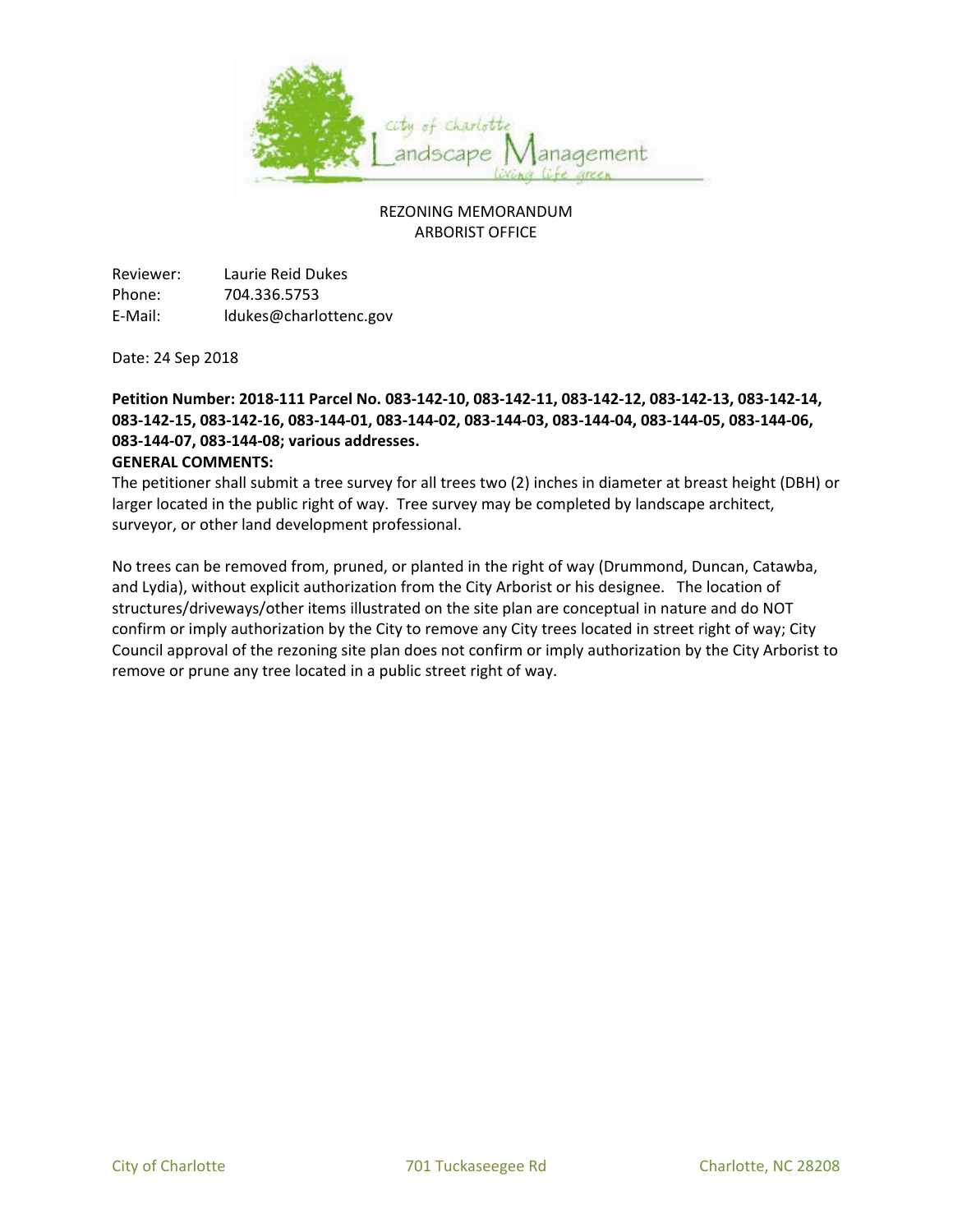REZONING MEMORANDUM
ARBORIST OFFICE

Reviewer: Laurie Reid Dukes
Phone: 704.336.5753
E-Mail: ldukes@charlottenc.gov

Date: 24 Sep 2018

**Petition Number: 2018-111 Parcel No. 083-142-10, 083-142-11, 083-142-12, 083-142-13, 083-142-14, 083-142-15, 083-142-16, 083-144-01, 083-144-02, 083-144-03, 083-144-04, 083-144-05, 083-144-06, 083-144-07, 083-144-08; various addresses.**

**GENERAL COMMENTS:**

The petitioner shall submit a tree survey for all trees two (2) inches in diameter at breast height (DBH) or larger located in the public right of way. Tree survey may be completed by landscape architect, surveyor, or other land development professional.

No trees can be removed from, pruned, or planted in the right of way (Drummond, Duncan, Catawba, and Lydia), without explicit authorization from the City Arborist or his designee. The location of structures/driveways/other items illustrated on the site plan are conceptual in nature and do NOT confirm or imply authorization by the City to remove any City trees located in street right of way; City Council approval of the rezoning site plan does not confirm or imply authorization by the City Arborist to remove or prune any tree located in a public street right of way.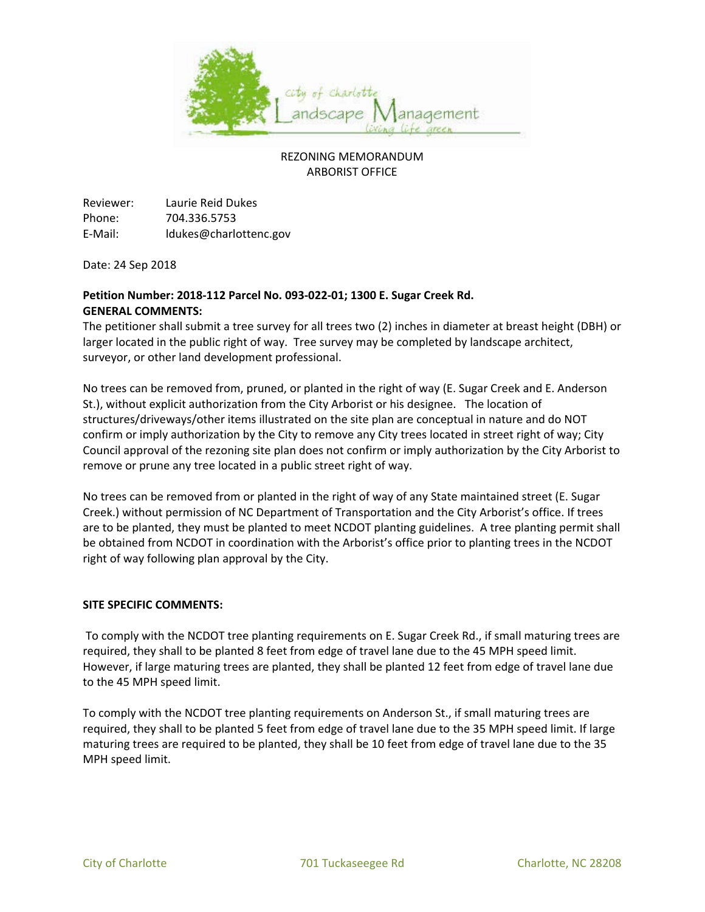REZONING MEMORANDUM
ARBORIST OFFICE

Reviewer: Laurie Reid Dukes
Phone: 704.336.5753
E-Mail: ldukes@charlottenc.gov

Date: 24 Sep 2018

**Petition Number: 2018-112 Parcel No. 093-022-01; 1300 E. Sugar Creek Rd.**
**GENERAL COMMENTS:**
The petitioner shall submit a tree survey for all trees two (2) inches in diameter at breast height (DBH) or larger located in the public right of way. Tree survey may be completed by landscape architect, surveyor, or other land development professional.

No trees can be removed from, pruned, or planted in the right of way (E. Sugar Creek and E. Anderson St.), without explicit authorization from the City Arborist or his designee. The location of structures/driveways/other items illustrated on the site plan are conceptual in nature and do NOT confirm or imply authorization by the City to remove any City trees located in street right of way; City Council approval of the rezoning site plan does not confirm or imply authorization by the City Arborist to remove or prune any tree located in a public street right of way.

No trees can be removed from or planted in the right of way of any State maintained street (E. Sugar Creek.) without permission of NC Department of Transportation and the City Arborist's office. If trees are to be planted, they must be planted to meet NCDOT planting guidelines. A tree planting permit shall be obtained from NCDOT in coordination with the Arborist's office prior to planting trees in the NCDOT right of way following plan approval by the City.

**SITE SPECIFIC COMMENTS:**

To comply with the NCDOT tree planting requirements on E. Sugar Creek Rd., if small maturing trees are required, they shall to be planted 8 feet from edge of travel lane due to the 45 MPH speed limit. However, if large maturing trees are planted, they shall be planted 12 feet from edge of travel lane due to the 45 MPH speed limit.

To comply with the NCDOT tree planting requirements on Anderson St., if small maturing trees are required, they shall to be planted 5 feet from edge of travel lane due to the 35 MPH speed limit. If large maturing trees are required to be planted, they shall be 10 feet from edge of travel lane due to the 35 MPH speed limit.